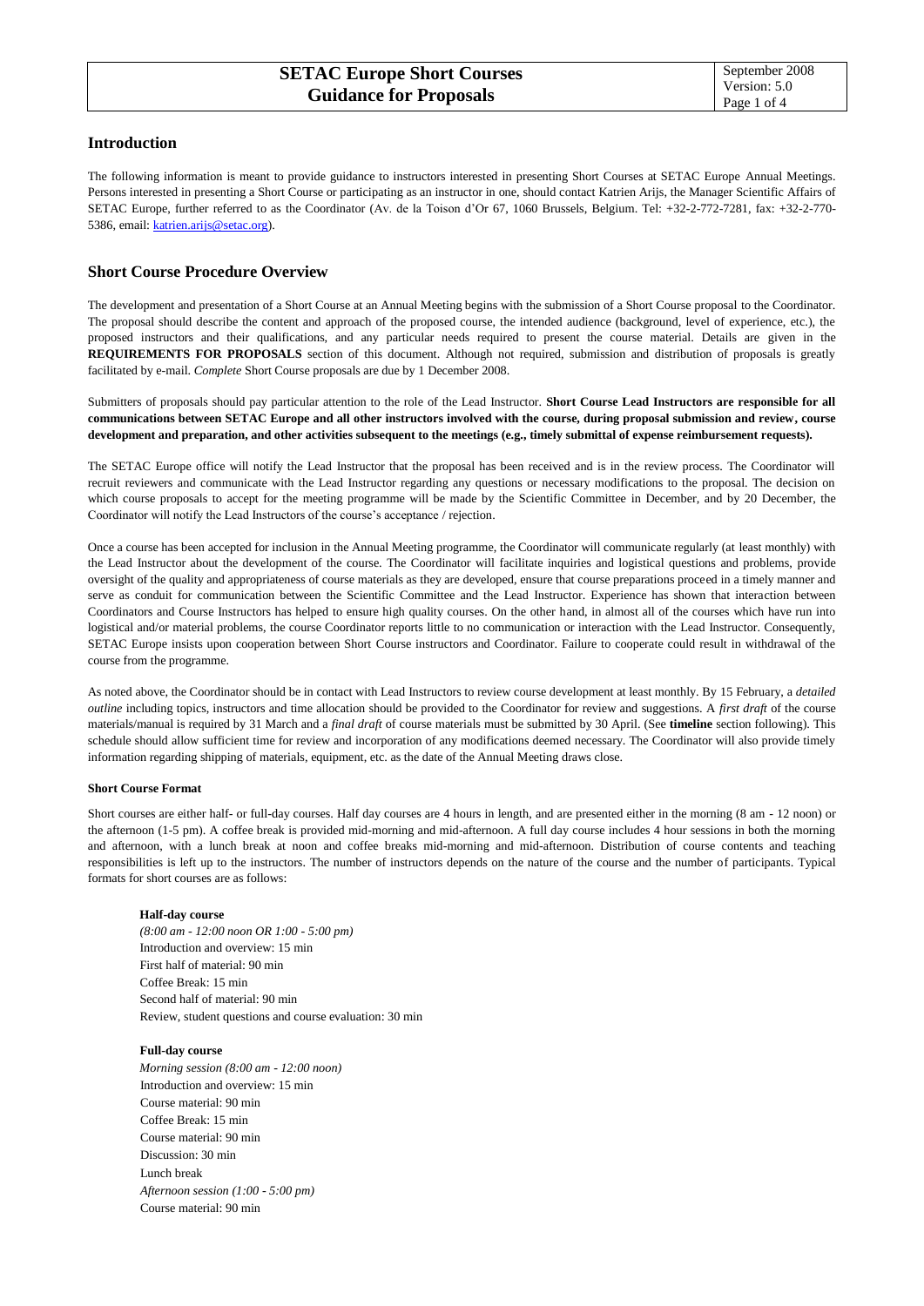# SETAC Europe Short Courses
# Guidance for Proposals

## Introduction

The following information is meant to provide guidance to instructors interested in presenting Short Courses at SETAC Europe Annual Meetings. Persons interested in presenting a Short Course or participating as an instructor in one, should contact Katrien Arijs, the Manager Scientific Affairs of SETAC Europe, further referred to as the Coordinator (Av. de la Toison d'Or 67, 1060 Brussels, Belgium. Tel: +32-2-772-7281, fax: +32-2-770-5386, email: katrien.arijs@setac.org).

## Short Course Procedure Overview

The development and presentation of a Short Course at an Annual Meeting begins with the submission of a Short Course proposal to the Coordinator. The proposal should describe the content and approach of the proposed course, the intended audience (background, level of experience, etc.), the proposed instructors and their qualifications, and any particular needs required to present the course material. Details are given in the **REQUIREMENTS FOR PROPOSALS** section of this document. Although not required, submission and distribution of proposals is greatly facilitated by e-mail. *Complete* Short Course proposals are due by 1 December 2008.

Submitters of proposals should pay particular attention to the role of the Lead Instructor. **Short Course Lead Instructors are responsible for all communications between SETAC Europe and all other instructors involved with the course, during proposal submission and review, course development and preparation, and other activities subsequent to the meetings (e.g., timely submittal of expense reimbursement requests).**

The SETAC Europe office will notify the Lead Instructor that the proposal has been received and is in the review process. The Coordinator will recruit reviewers and communicate with the Lead Instructor regarding any questions or necessary modifications to the proposal. The decision on which course proposals to accept for the meeting programme will be made by the Scientific Committee in December, and by 20 December, the Coordinator will notify the Lead Instructors of the course's acceptance / rejection.

Once a course has been accepted for inclusion in the Annual Meeting programme, the Coordinator will communicate regularly (at least monthly) with the Lead Instructor about the development of the course. The Coordinator will facilitate inquiries and logistical questions and problems, provide oversight of the quality and appropriateness of course materials as they are developed, ensure that course preparations proceed in a timely manner and serve as conduit for communication between the Scientific Committee and the Lead Instructor. Experience has shown that interaction between Coordinators and Course Instructors has helped to ensure high quality courses. On the other hand, in almost all of the courses which have run into logistical and/or material problems, the course Coordinator reports little to no communication or interaction with the Lead Instructor. Consequently, SETAC Europe insists upon cooperation between Short Course instructors and Coordinator. Failure to cooperate could result in withdrawal of the course from the programme.

As noted above, the Coordinator should be in contact with Lead Instructors to review course development at least monthly. By 15 February, a *detailed outline* including topics, instructors and time allocation should be provided to the Coordinator for review and suggestions. A *first draft* of the course materials/manual is required by 31 March and a *final draft* of course materials must be submitted by 30 April. (See **timeline** section following). This schedule should allow sufficient time for review and incorporation of any modifications deemed necessary. The Coordinator will also provide timely information regarding shipping of materials, equipment, etc. as the date of the Annual Meeting draws close.

#### Short Course Format

Short courses are either half- or full-day courses. Half day courses are 4 hours in length, and are presented either in the morning (8 am - 12 noon) or the afternoon (1-5 pm). A coffee break is provided mid-morning and mid-afternoon. A full day course includes 4 hour sessions in both the morning and afternoon, with a lunch break at noon and coffee breaks mid-morning and mid-afternoon. Distribution of course contents and teaching responsibilities is left up to the instructors. The number of instructors depends on the nature of the course and the number of participants. Typical formats for short courses are as follows:

**Half-day course**
*(8:00 am - 12:00 noon OR 1:00 - 5:00 pm)*
Introduction and overview: 15 min
First half of material: 90 min
Coffee Break: 15 min
Second half of material: 90 min
Review, student questions and course evaluation: 30 min

**Full-day course**
*Morning session (8:00 am - 12:00 noon)*
Introduction and overview: 15 min
Course material: 90 min
Coffee Break: 15 min
Course material: 90 min
Discussion: 30 min
Lunch break
*Afternoon session (1:00 - 5:00 pm)*
Course material: 90 min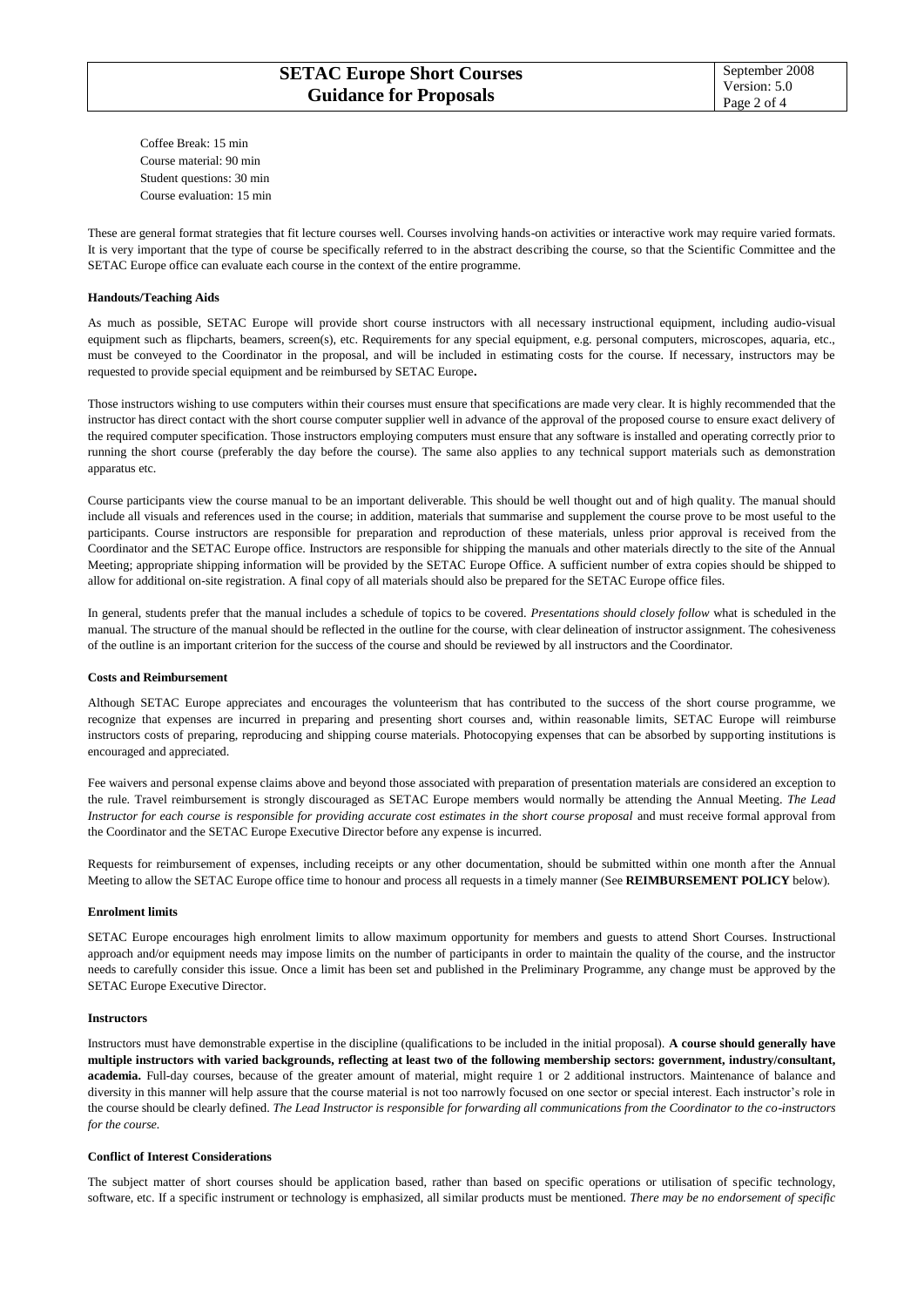Coffee Break: 15 min
Course material: 90 min
Student questions: 30 min
Course evaluation: 15 min

These are general format strategies that fit lecture courses well. Courses involving hands-on activities or interactive work may require varied formats. It is very important that the type of course be specifically referred to in the abstract describing the course, so that the Scientific Committee and the SETAC Europe office can evaluate each course in the context of the entire programme.

**Handouts/Teaching Aids**

As much as possible, SETAC Europe will provide short course instructors with all necessary instructional equipment, including audio-visual equipment such as flipcharts, beamers, screen(s), etc. Requirements for any special equipment, e.g. personal computers, microscopes, aquaria, etc., must be conveyed to the Coordinator in the proposal, and will be included in estimating costs for the course. If necessary, instructors may be requested to provide special equipment and be reimbursed by SETAC Europe**.**

Those instructors wishing to use computers within their courses must ensure that specifications are made very clear. It is highly recommended that the instructor has direct contact with the short course computer supplier well in advance of the approval of the proposed course to ensure exact delivery of the required computer specification. Those instructors employing computers must ensure that any software is installed and operating correctly prior to running the short course (preferably the day before the course). The same also applies to any technical support materials such as demonstration apparatus etc.

Course participants view the course manual to be an important deliverable. This should be well thought out and of high quality. The manual should include all visuals and references used in the course; in addition, materials that summarise and supplement the course prove to be most useful to the participants. Course instructors are responsible for preparation and reproduction of these materials, unless prior approval is received from the Coordinator and the SETAC Europe office. Instructors are responsible for shipping the manuals and other materials directly to the site of the Annual Meeting; appropriate shipping information will be provided by the SETAC Europe Office. A sufficient number of extra copies should be shipped to allow for additional on-site registration. A final copy of all materials should also be prepared for the SETAC Europe office files.

In general, students prefer that the manual includes a schedule of topics to be covered. *Presentations should closely follow* what is scheduled in the manual. The structure of the manual should be reflected in the outline for the course, with clear delineation of instructor assignment. The cohesiveness of the outline is an important criterion for the success of the course and should be reviewed by all instructors and the Coordinator.

**Costs and Reimbursement**

Although SETAC Europe appreciates and encourages the volunteerism that has contributed to the success of the short course programme, we recognize that expenses are incurred in preparing and presenting short courses and, within reasonable limits, SETAC Europe will reimburse instructors costs of preparing, reproducing and shipping course materials. Photocopying expenses that can be absorbed by supporting institutions is encouraged and appreciated.

Fee waivers and personal expense claims above and beyond those associated with preparation of presentation materials are considered an exception to the rule. Travel reimbursement is strongly discouraged as SETAC Europe members would normally be attending the Annual Meeting. *The Lead Instructor for each course is responsible for providing accurate cost estimates in the short course proposal* and must receive formal approval from the Coordinator and the SETAC Europe Executive Director before any expense is incurred.

Requests for reimbursement of expenses, including receipts or any other documentation, should be submitted within one month after the Annual Meeting to allow the SETAC Europe office time to honour and process all requests in a timely manner (See **REIMBURSEMENT POLICY** below).

**Enrolment limits**

SETAC Europe encourages high enrolment limits to allow maximum opportunity for members and guests to attend Short Courses. Instructional approach and/or equipment needs may impose limits on the number of participants in order to maintain the quality of the course, and the instructor needs to carefully consider this issue. Once a limit has been set and published in the Preliminary Programme, any change must be approved by the SETAC Europe Executive Director.

**Instructors**

Instructors must have demonstrable expertise in the discipline (qualifications to be included in the initial proposal). **A course should generally have multiple instructors with varied backgrounds, reflecting at least two of the following membership sectors: government, industry/consultant, academia.** Full-day courses, because of the greater amount of material, might require 1 or 2 additional instructors. Maintenance of balance and diversity in this manner will help assure that the course material is not too narrowly focused on one sector or special interest. Each instructor's role in the course should be clearly defined. *The Lead Instructor is responsible for forwarding all communications from the Coordinator to the co-instructors for the course.*

**Conflict of Interest Considerations**

The subject matter of short courses should be application based, rather than based on specific operations or utilisation of specific technology, software, etc. If a specific instrument or technology is emphasized, all similar products must be mentioned. *There may be no endorsement of specific*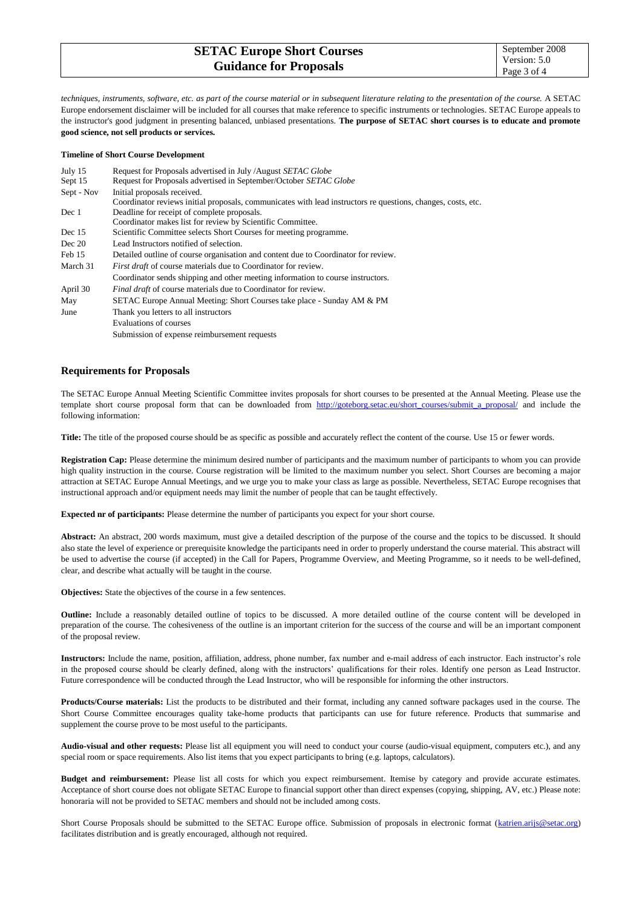*techniques, instruments, software, etc. as part of the course material or in subsequent literature relating to the presentation of the course.* A SETAC Europe endorsement disclaimer will be included for all courses that make reference to specific instruments or technologies. SETAC Europe appeals to the instructor's good judgment in presenting balanced, unbiased presentations. **The purpose of SETAC short courses is to educate and promote good science, not sell products or services.**

**Timeline of Short Course Development**

| | |
|---|---|
| July 15 | Request for Proposals advertised in July /August *SETAC Globe* |
| Sept 15 | Request for Proposals advertised in September/October *SETAC Globe* |
| Sept - Nov | Initial proposals received.<br>Coordinator reviews initial proposals, communicates with lead instructors re questions, changes, costs, etc. |
| Dec 1 | Deadline for receipt of complete proposals.<br>Coordinator makes list for review by Scientific Committee. |
| Dec 15 | Scientific Committee selects Short Courses for meeting programme. |
| Dec 20 | Lead Instructors notified of selection. |
| Feb 15 | Detailed outline of course organisation and content due to Coordinator for review. |
| March 31 | *First draft* of course materials due to Coordinator for review.<br>Coordinator sends shipping and other meeting information to course instructors. |
| April 30 | *Final draft* of course materials due to Coordinator for review. |
| May | SETAC Europe Annual Meeting: Short Courses take place - Sunday AM & PM |
| June | Thank you letters to all instructors<br>Evaluations of courses<br>Submission of expense reimbursement requests |

## Requirements for Proposals

The SETAC Europe Annual Meeting Scientific Committee invites proposals for short courses to be presented at the Annual Meeting. Please use the template short course proposal form that can be downloaded from http://goteborg.setac.eu/short_courses/submit_a_proposal/ and include the following information:

**Title:** The title of the proposed course should be as specific as possible and accurately reflect the content of the course. Use 15 or fewer words.

**Registration Cap:** Please determine the minimum desired number of participants and the maximum number of participants to whom you can provide high quality instruction in the course. Course registration will be limited to the maximum number you select. Short Courses are becoming a major attraction at SETAC Europe Annual Meetings, and we urge you to make your class as large as possible. Nevertheless, SETAC Europe recognises that instructional approach and/or equipment needs may limit the number of people that can be taught effectively.

**Expected nr of participants:** Please determine the number of participants you expect for your short course.

**Abstract:** An abstract, 200 words maximum, must give a detailed description of the purpose of the course and the topics to be discussed. It should also state the level of experience or prerequisite knowledge the participants need in order to properly understand the course material. This abstract will be used to advertise the course (if accepted) in the Call for Papers, Programme Overview, and Meeting Programme, so it needs to be well-defined, clear, and describe what actually will be taught in the course.

**Objectives:** State the objectives of the course in a few sentences.

**Outline:** Include a reasonably detailed outline of topics to be discussed. A more detailed outline of the course content will be developed in preparation of the course. The cohesiveness of the outline is an important criterion for the success of the course and will be an important component of the proposal review.

**Instructors:** Include the name, position, affiliation, address, phone number, fax number and e-mail address of each instructor. Each instructor's role in the proposed course should be clearly defined, along with the instructors' qualifications for their roles. Identify one person as Lead Instructor. Future correspondence will be conducted through the Lead Instructor, who will be responsible for informing the other instructors.

**Products/Course materials:** List the products to be distributed and their format, including any canned software packages used in the course. The Short Course Committee encourages quality take-home products that participants can use for future reference. Products that summarise and supplement the course prove to be most useful to the participants.

**Audio-visual and other requests:** Please list all equipment you will need to conduct your course (audio-visual equipment, computers etc.), and any special room or space requirements. Also list items that you expect participants to bring (e.g. laptops, calculators).

**Budget and reimbursement:** Please list all costs for which you expect reimbursement. Itemise by category and provide accurate estimates. Acceptance of short course does not obligate SETAC Europe to financial support other than direct expenses (copying, shipping, AV, etc.) Please note: honoraria will not be provided to SETAC members and should not be included among costs.

Short Course Proposals should be submitted to the SETAC Europe office. Submission of proposals in electronic format (katrien.arijs@setac.org) facilitates distribution and is greatly encouraged, although not required.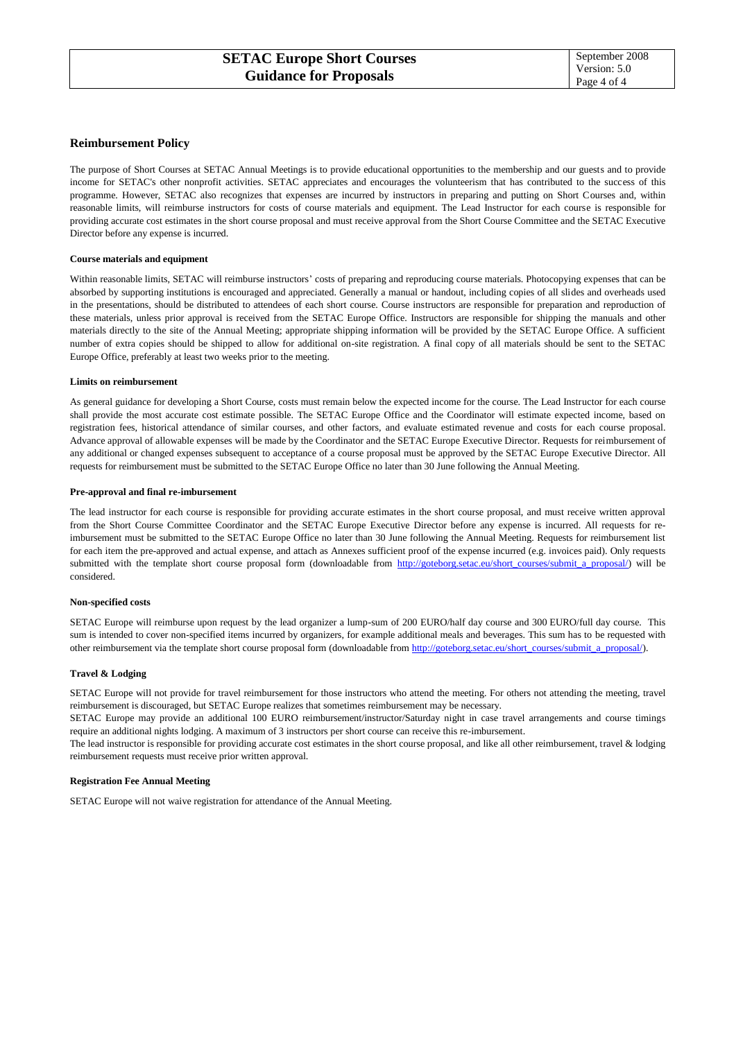## Reimbursement Policy

The purpose of Short Courses at SETAC Annual Meetings is to provide educational opportunities to the membership and our guests and to provide income for SETAC's other nonprofit activities. SETAC appreciates and encourages the volunteerism that has contributed to the success of this programme. However, SETAC also recognizes that expenses are incurred by instructors in preparing and putting on Short Courses and, within reasonable limits, will reimburse instructors for costs of course materials and equipment. The Lead Instructor for each course is responsible for providing accurate cost estimates in the short course proposal and must receive approval from the Short Course Committee and the SETAC Executive Director before any expense is incurred.

#### Course materials and equipment

Within reasonable limits, SETAC will reimburse instructors' costs of preparing and reproducing course materials. Photocopying expenses that can be absorbed by supporting institutions is encouraged and appreciated. Generally a manual or handout, including copies of all slides and overheads used in the presentations, should be distributed to attendees of each short course. Course instructors are responsible for preparation and reproduction of these materials, unless prior approval is received from the SETAC Europe Office. Instructors are responsible for shipping the manuals and other materials directly to the site of the Annual Meeting; appropriate shipping information will be provided by the SETAC Europe Office. A sufficient number of extra copies should be shipped to allow for additional on-site registration. A final copy of all materials should be sent to the SETAC Europe Office, preferably at least two weeks prior to the meeting.

#### Limits on reimbursement

As general guidance for developing a Short Course, costs must remain below the expected income for the course. The Lead Instructor for each course shall provide the most accurate cost estimate possible. The SETAC Europe Office and the Coordinator will estimate expected income, based on registration fees, historical attendance of similar courses, and other factors, and evaluate estimated revenue and costs for each course proposal. Advance approval of allowable expenses will be made by the Coordinator and the SETAC Europe Executive Director. Requests for reimbursement of any additional or changed expenses subsequent to acceptance of a course proposal must be approved by the SETAC Europe Executive Director. All requests for reimbursement must be submitted to the SETAC Europe Office no later than 30 June following the Annual Meeting.

#### Pre-approval and final re-imbursement

The lead instructor for each course is responsible for providing accurate estimates in the short course proposal, and must receive written approval from the Short Course Committee Coordinator and the SETAC Europe Executive Director before any expense is incurred. All requests for re-imbursement must be submitted to the SETAC Europe Office no later than 30 June following the Annual Meeting. Requests for reimbursement list for each item the pre-approved and actual expense, and attach as Annexes sufficient proof of the expense incurred (e.g. invoices paid). Only requests submitted with the template short course proposal form (downloadable from http://goteborg.setac.eu/short_courses/submit_a_proposal/) will be considered.

#### Non-specified costs

SETAC Europe will reimburse upon request by the lead organizer a lump-sum of 200 EURO/half day course and 300 EURO/full day course. This sum is intended to cover non-specified items incurred by organizers, for example additional meals and beverages. This sum has to be requested with other reimbursement via the template short course proposal form (downloadable from http://goteborg.setac.eu/short_courses/submit_a_proposal/).

#### Travel & Lodging

SETAC Europe will not provide for travel reimbursement for those instructors who attend the meeting. For others not attending the meeting, travel reimbursement is discouraged, but SETAC Europe realizes that sometimes reimbursement may be necessary.

SETAC Europe may provide an additional 100 EURO reimbursement/instructor/Saturday night in case travel arrangements and course timings require an additional nights lodging. A maximum of 3 instructors per short course can receive this re-imbursement.

The lead instructor is responsible for providing accurate cost estimates in the short course proposal, and like all other reimbursement, travel & lodging reimbursement requests must receive prior written approval.

#### Registration Fee Annual Meeting

SETAC Europe will not waive registration for attendance of the Annual Meeting.